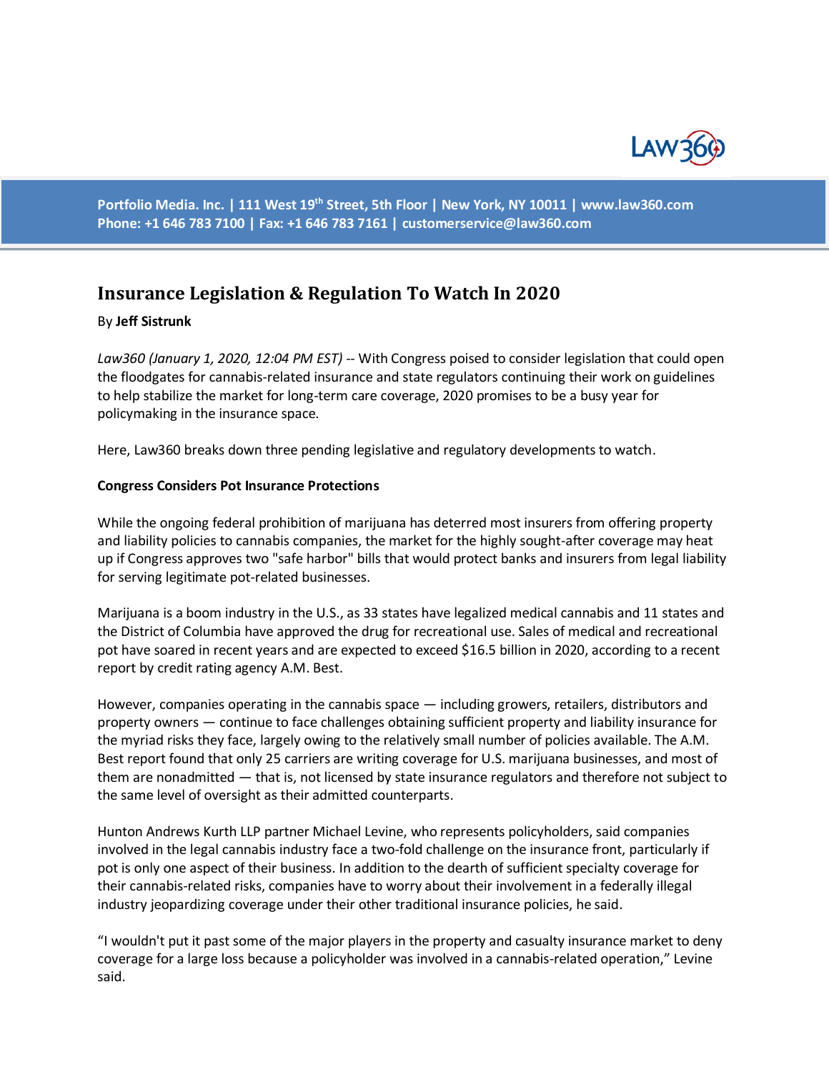Portfolio Media. Inc. | 111 West 19th Street, 5th Floor | New York, NY 10011 | www.law360.com
Phone: +1 646 783 7100 | Fax: +1 646 783 7161 | customerservice@law360.com

# Insurance Legislation & Regulation To Watch In 2020

By **Jeff Sistrunk**

*Law360 (January 1, 2020, 12:04 PM EST)* -- With Congress poised to consider legislation that could open the floodgates for cannabis-related insurance and state regulators continuing their work on guidelines to help stabilize the market for long-term care coverage, 2020 promises to be a busy year for policymaking in the insurance space.

Here, Law360 breaks down three pending legislative and regulatory developments to watch.

**Congress Considers Pot Insurance Protections**

While the ongoing federal prohibition of marijuana has deterred most insurers from offering property and liability policies to cannabis companies, the market for the highly sought-after coverage may heat up if Congress approves two "safe harbor" bills that would protect banks and insurers from legal liability for serving legitimate pot-related businesses.

Marijuana is a boom industry in the U.S., as 33 states have legalized medical cannabis and 11 states and the District of Columbia have approved the drug for recreational use. Sales of medical and recreational pot have soared in recent years and are expected to exceed $16.5 billion in 2020, according to a recent report by credit rating agency A.M. Best.

However, companies operating in the cannabis space — including growers, retailers, distributors and property owners — continue to face challenges obtaining sufficient property and liability insurance for the myriad risks they face, largely owing to the relatively small number of policies available. The A.M. Best report found that only 25 carriers are writing coverage for U.S. marijuana businesses, and most of them are nonadmitted — that is, not licensed by state insurance regulators and therefore not subject to the same level of oversight as their admitted counterparts.

Hunton Andrews Kurth LLP partner Michael Levine, who represents policyholders, said companies involved in the legal cannabis industry face a two-fold challenge on the insurance front, particularly if pot is only one aspect of their business. In addition to the dearth of sufficient specialty coverage for their cannabis-related risks, companies have to worry about their involvement in a federally illegal industry jeopardizing coverage under their other traditional insurance policies, he said.

“I wouldn't put it past some of the major players in the property and casualty insurance market to deny coverage for a large loss because a policyholder was involved in a cannabis-related operation,” Levine said.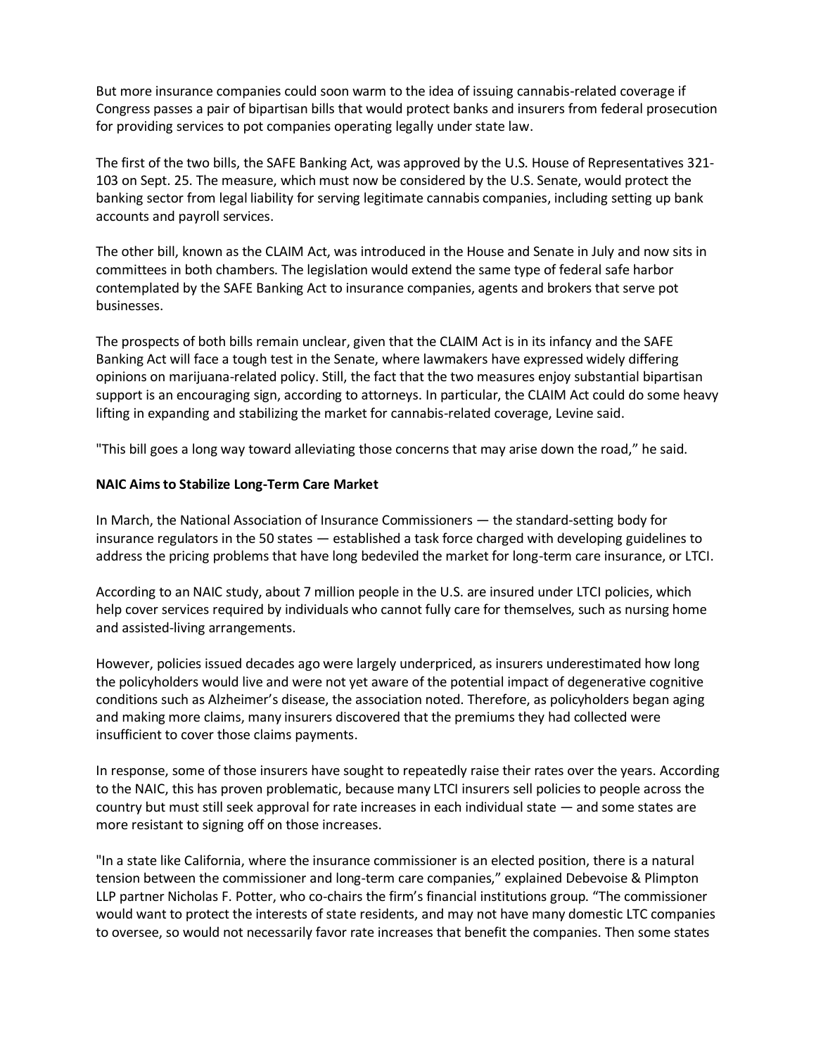But more insurance companies could soon warm to the idea of issuing cannabis-related coverage if Congress passes a pair of bipartisan bills that would protect banks and insurers from federal prosecution for providing services to pot companies operating legally under state law.

The first of the two bills, the SAFE Banking Act, was approved by the U.S. House of Representatives 321-103 on Sept. 25. The measure, which must now be considered by the U.S. Senate, would protect the banking sector from legal liability for serving legitimate cannabis companies, including setting up bank accounts and payroll services.

The other bill, known as the CLAIM Act, was introduced in the House and Senate in July and now sits in committees in both chambers. The legislation would extend the same type of federal safe harbor contemplated by the SAFE Banking Act to insurance companies, agents and brokers that serve pot businesses.

The prospects of both bills remain unclear, given that the CLAIM Act is in its infancy and the SAFE Banking Act will face a tough test in the Senate, where lawmakers have expressed widely differing opinions on marijuana-related policy. Still, the fact that the two measures enjoy substantial bipartisan support is an encouraging sign, according to attorneys. In particular, the CLAIM Act could do some heavy lifting in expanding and stabilizing the market for cannabis-related coverage, Levine said.

"This bill goes a long way toward alleviating those concerns that may arise down the road," he said.

**NAIC Aims to Stabilize Long-Term Care Market**

In March, the National Association of Insurance Commissioners — the standard-setting body for insurance regulators in the 50 states — established a task force charged with developing guidelines to address the pricing problems that have long bedeviled the market for long-term care insurance, or LTCI.

According to an NAIC study, about 7 million people in the U.S. are insured under LTCI policies, which help cover services required by individuals who cannot fully care for themselves, such as nursing home and assisted-living arrangements.

However, policies issued decades ago were largely underpriced, as insurers underestimated how long the policyholders would live and were not yet aware of the potential impact of degenerative cognitive conditions such as Alzheimer's disease, the association noted. Therefore, as policyholders began aging and making more claims, many insurers discovered that the premiums they had collected were insufficient to cover those claims payments.

In response, some of those insurers have sought to repeatedly raise their rates over the years. According to the NAIC, this has proven problematic, because many LTCI insurers sell policies to people across the country but must still seek approval for rate increases in each individual state — and some states are more resistant to signing off on those increases.

"In a state like California, where the insurance commissioner is an elected position, there is a natural tension between the commissioner and long-term care companies," explained Debevoise & Plimpton LLP partner Nicholas F. Potter, who co-chairs the firm's financial institutions group. "The commissioner would want to protect the interests of state residents, and may not have many domestic LTC companies to oversee, so would not necessarily favor rate increases that benefit the companies. Then some states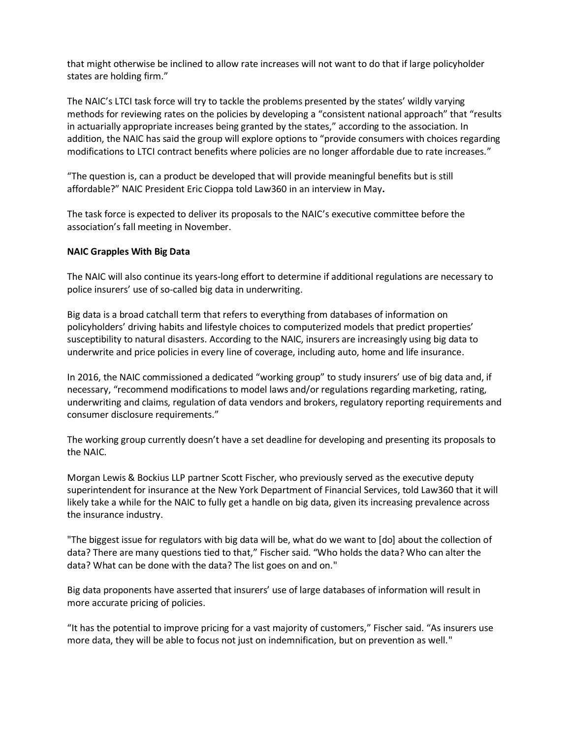that might otherwise be inclined to allow rate increases will not want to do that if large policyholder states are holding firm."

The NAIC's LTCI task force will try to tackle the problems presented by the states' wildly varying methods for reviewing rates on the policies by developing a "consistent national approach" that "results in actuarially appropriate increases being granted by the states," according to the association. In addition, the NAIC has said the group will explore options to "provide consumers with choices regarding modifications to LTCI contract benefits where policies are no longer affordable due to rate increases."

"The question is, can a product be developed that will provide meaningful benefits but is still affordable?" NAIC President Eric Cioppa told Law360 in an interview in May**.**

The task force is expected to deliver its proposals to the NAIC's executive committee before the association's fall meeting in November.

**NAIC Grapples With Big Data**

The NAIC will also continue its years-long effort to determine if additional regulations are necessary to police insurers' use of so-called big data in underwriting.

Big data is a broad catchall term that refers to everything from databases of information on policyholders' driving habits and lifestyle choices to computerized models that predict properties' susceptibility to natural disasters. According to the NAIC, insurers are increasingly using big data to underwrite and price policies in every line of coverage, including auto, home and life insurance.

In 2016, the NAIC commissioned a dedicated "working group" to study insurers' use of big data and, if necessary, "recommend modifications to model laws and/or regulations regarding marketing, rating, underwriting and claims, regulation of data vendors and brokers, regulatory reporting requirements and consumer disclosure requirements."

The working group currently doesn't have a set deadline for developing and presenting its proposals to the NAIC.

Morgan Lewis & Bockius LLP partner Scott Fischer, who previously served as the executive deputy superintendent for insurance at the New York Department of Financial Services, told Law360 that it will likely take a while for the NAIC to fully get a handle on big data, given its increasing prevalence across the insurance industry.

"The biggest issue for regulators with big data will be, what do we want to [do] about the collection of data? There are many questions tied to that," Fischer said. "Who holds the data? Who can alter the data? What can be done with the data? The list goes on and on."

Big data proponents have asserted that insurers' use of large databases of information will result in more accurate pricing of policies.

"It has the potential to improve pricing for a vast majority of customers," Fischer said. "As insurers use more data, they will be able to focus not just on indemnification, but on prevention as well."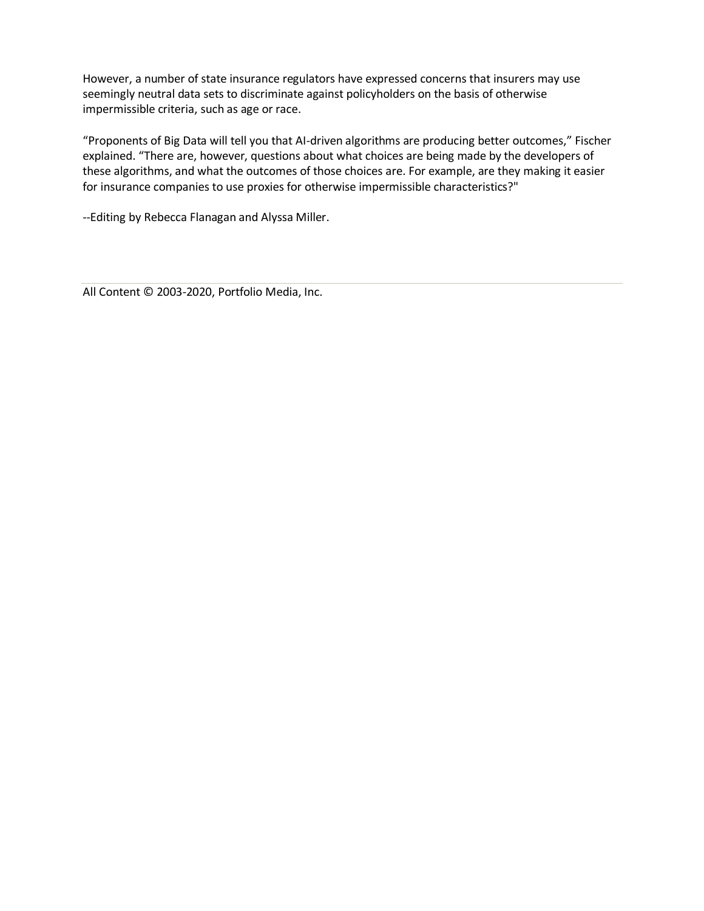However, a number of state insurance regulators have expressed concerns that insurers may use seemingly neutral data sets to discriminate against policyholders on the basis of otherwise impermissible criteria, such as age or race.

“Proponents of Big Data will tell you that AI-driven algorithms are producing better outcomes,” Fischer explained. “There are, however, questions about what choices are being made by the developers of these algorithms, and what the outcomes of those choices are. For example, are they making it easier for insurance companies to use proxies for otherwise impermissible characteristics?"

--Editing by Rebecca Flanagan and Alyssa Miller.

---

All Content © 2003-2020, Portfolio Media, Inc.